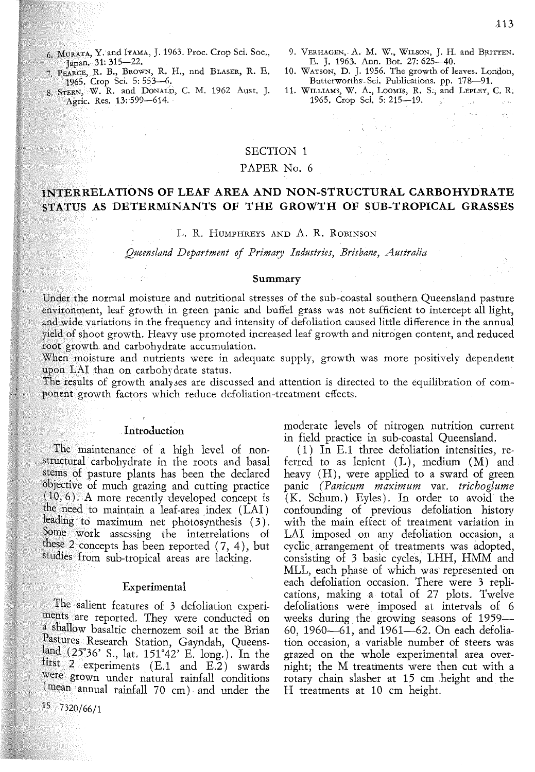6. MURATA, Y. and IYAMA, J. 1963. Proc. Crop Sci. Soc., Japan. 31: 315—22.
7. PEARCE, R. B., BROWN, R. H., and BLASER, R. E. 1965. Crop Sci. 5: 553—6.
8. STERN, W. R. and DONALD, C. M. 1962 Aust. J. Agric. Res. 13: 599—614.
9. VERHAGEN, A. M. W., WILSON, J. H. and BRITTEN, E. J. 1963. Ann. Bot. 27: 625—40.
10. WATSON, D. J. 1956. The growth of leaves. London, Butterworths Sci. Publications. pp. 178—91.
11. WILLIAMS, W. A., LOOMIS, R. S., and LEPLEY, C. R. 1965. Crop Sci. 5: 215—19.

SECTION 1

PAPER No. 6

# INTERRELATIONS OF LEAF AREA AND NON-STRUCTURAL CARBOHYDRATE STATUS AS DETERMINANTS OF THE GROWTH OF SUB-TROPICAL GRASSES

L. R. HUMPHREYS AND A. R. ROBINSON

*Queensland Department of Primary Industries, Brisbane, Australia*

## Summary

Under the normal moisture and nutritional stresses of the sub-coastal southern Queensland pasture environment, leaf growth in green panic and buffel grass was not sufficient to intercept all light, and wide variations in the frequency and intensity of defoliation caused little difference in the annual yield of shoot growth. Heavy use promoted increased leaf growth and nitrogen content, and reduced root growth and carbohydrate accumulation.

When moisture and nutrients were in adequate supply, growth was more positively dependent upon LAI than on carbohydrate status.

The results of growth analyses are discussed and attention is directed to the equilibration of component growth factors which reduce defoliation-treatment effects.

## Introduction

The maintenance of a high level of non-structural carbohydrate in the roots and basal stems of pasture plants has been the declared objective of much grazing and cutting practice (10, 6). A more recently developed concept is the need to maintain a leaf-area index (LAI) leading to maximum net photosynthesis (3). Some work assessing the interrelations of these 2 concepts has been reported (7, 4), but studies from sub-tropical areas are lacking.

## Experimental

The salient features of 3 defoliation experiments are reported. They were conducted on a shallow basaltic chernozem soil at the Brian Pastures Research Station, Gayndah, Queensland (25°36' S., lat. 151°42' E. long.). In the first 2 experiments (E.1 and E.2) swards were grown under natural rainfall conditions (mean annual rainfall 70 cm) and under the moderate levels of nitrogen nutrition current in field practice in sub-coastal Queensland.

(1) In E.1 three defoliation intensities, referred to as lenient (L), medium (M) and heavy (H), were applied to a sward of green panic (*Panicum maximum* var. *trichoglume* (K. Schum.) Eyles). In order to avoid the confounding of previous defoliation history with the main effect of treatment variation in LAI imposed on any defoliation occasion, a cyclic arrangement of treatments was adopted, consisting of 3 basic cycles, LHH, HMM and MLL, each phase of which was represented on each defoliation occasion. There were 3 replications, making a total of 27 plots. Twelve defoliations were imposed at intervals of 6 weeks during the growing seasons of 1959—60, 1960—61, and 1961—62. On each defoliation occasion, a variable number of steers was grazed on the whole experimental area overnight; the M treatments were then cut with a rotary chain slasher at 15 cm height and the H treatments at 10 cm height.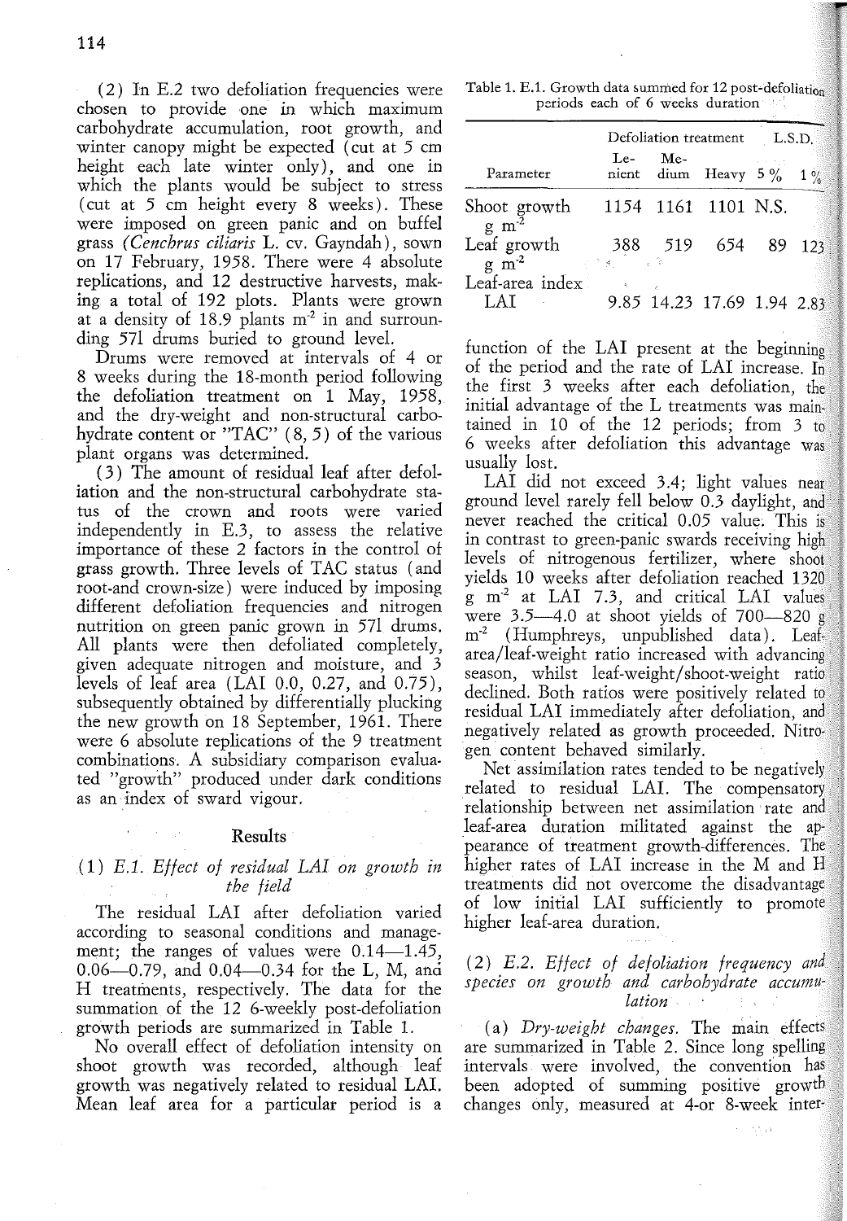(2) In E.2 two defoliation frequencies were chosen to provide one in which maximum carbohydrate accumulation, root growth, and winter canopy might be expected (cut at 5 cm height each late winter only), and one in which the plants would be subject to stress (cut at 5 cm height every 8 weeks). These were imposed on green panic and on buffel grass (*Cenchrus ciliaris* L. cv. Gayndah), sown on 17 February, 1958. There were 4 absolute replications, and 12 destructive harvests, making a total of 192 plots. Plants were grown at a density of 18.9 plants $m^{-2}$ in and surrounding 571 drums buried to ground level.

Drums were removed at intervals of 4 or 8 weeks during the 18-month period following the defoliation treatment on 1 May, 1958, and the dry-weight and non-structural carbohydrate content or "TAC" (8, 5) of the various plant organs was determined.

(3) The amount of residual leaf after defoliation and the non-structural carbohydrate status of the crown and roots were varied independently in E.3, to assess the relative importance of these 2 factors in the control of grass growth. Three levels of TAC status (and root-and crown-size) were induced by imposing different defoliation frequencies and nitrogen nutrition on green panic grown in 571 drums. All plants were then defoliated completely, given adequate nitrogen and moisture, and 3 levels of leaf area (LAI 0.0, 0.27, and 0.75), subsequently obtained by differentially plucking the new growth on 18 September, 1961. There were 6 absolute replications of the 9 treatment combinations. A subsidiary comparison evaluated "growth" produced under dark conditions as an index of sward vigour.

## Results

### (1) *E.1. Effect of residual LAI on growth in the field*

The residual LAI after defoliation varied according to seasonal conditions and management; the ranges of values were 0.14—1.45, 0.06—0.79, and 0.04—0.34 for the L, M, and H treatments, respectively. The data for the summation of the 12 6-weekly post-defoliation growth periods are summarized in Table 1.

No overall effect of defoliation intensity on shoot growth was recorded, although leaf growth was negatively related to residual LAI. Mean leaf area for a particular period is a function of the LAI present at the beginning of the period and the rate of LAI increase. In the first 3 weeks after each defoliation, the initial advantage of the L treatments was maintained in 10 of the 12 periods; from 3 to 6 weeks after defoliation this advantage was usually lost.

Table 1. E.1. Growth data summed for 12 post-defoliation periods each of 6 weeks duration

| Parameter | Defoliation treatment | | | L.S.D. | |
|---|---|---|---|---|---|
| | Lenient | Medium | Heavy | 5 % | 1 % |
| Shoot growth g $m^{-2}$ | 1154 | 1161 | 1101 | N.S. | |
| Leaf growth g $m^{-2}$ | 388 | 519 | 654 | 89 | 123 |
| Leaf-area index LAI | 9.85 | 14.23 | 17.69 | 1.94 | 2.83 |

LAI did not exceed 3.4; light values near ground level rarely fell below 0.3 daylight, and never reached the critical 0.05 value. This is in contrast to green-panic swards receiving high levels of nitrogenous fertilizer, where shoot yields 10 weeks after defoliation reached 1320 g $m^{-2}$ at LAI 7.3, and critical LAI values were 3.5—4.0 at shoot yields of 700—820 g $m^{-2}$ (Humphreys, unpublished data). Leaf-area/leaf-weight ratio increased with advancing season, whilst leaf-weight/shoot-weight ratio declined. Both ratios were positively related to residual LAI immediately after defoliation, and negatively related as growth proceeded. Nitrogen content behaved similarly.

Net assimilation rates tended to be negatively related to residual LAI. The compensatory relationship between net assimilation rate and leaf-area duration militated against the appearance of treatment growth-differences. The higher rates of LAI increase in the M and H treatments did not overcome the disadvantage of low initial LAI sufficiently to promote higher leaf-area duration.

### (2) *E.2. Effect of defoliation frequency and species on growth and carbohydrate accumulation*

(a) *Dry-weight changes.* The main effects are summarized in Table 2. Since long spelling intervals were involved, the convention has been adopted of summing positive growth changes only, measured at 4-or 8-week inter-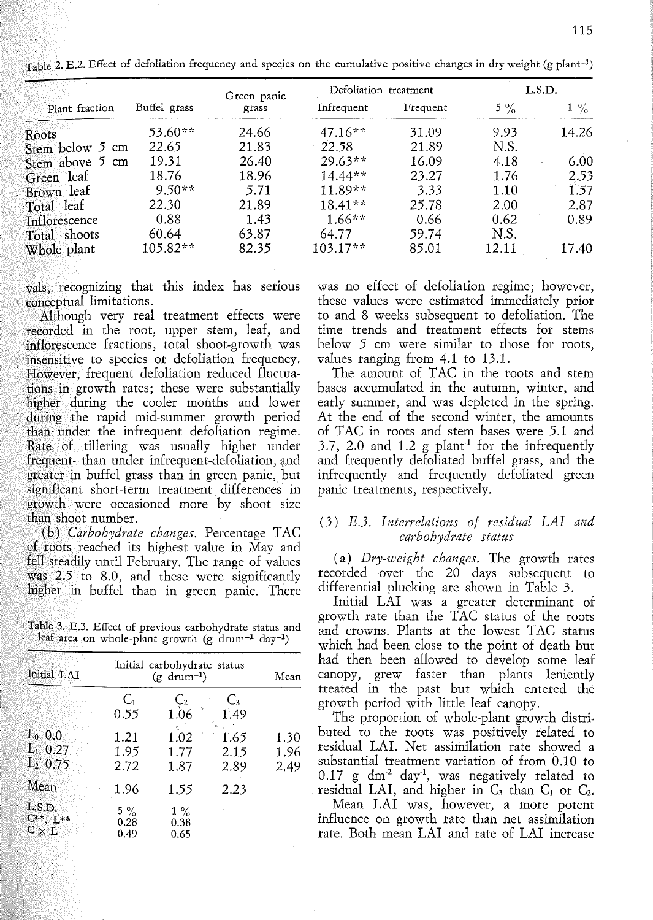Table 2. E.2. Effect of defoliation frequency and species on the cumulative positive changes in dry weight (g plant$^{-1}$)

| Plant fraction | Buffel grass | Green panic grass | Defoliation treatment | | L.S.D. | |
|---|---|---|---|---|---|---|
| | | | Infrequent | Frequent | 5 % | 1 % |
| Roots | 53.60** | 24.66 | 47.16** | 31.09 | 9.93 | 14.26 |
| Stem below 5 cm | 22.65 | 21.83 | 22.58 | 21.89 | N.S. | |
| Stem above 5 cm | 19.31 | 26.40 | 29.63** | 16.09 | 4.18 | 6.00 |
| Green leaf | 18.76 | 18.96 | 14.44** | 23.27 | 1.76 | 2.53 |
| Brown leaf | 9.50** | 5.71 | 11.89** | 3.33 | 1.10 | 1.57 |
| Total leaf | 22.30 | 21.89 | 18.41** | 25.78 | 2.00 | 2.87 |
| Inflorescence | 0.88 | 1.43 | 1.66** | 0.66 | 0.62 | 0.89 |
| Total shoots | 60.64 | 63.87 | 64.77 | 59.74 | N.S. | |
| Whole plant | 105.82** | 82.35 | 103.17** | 85.01 | 12.11 | 17.40 |

vals, recognizing that this index has serious conceptual limitations.

Although very real treatment effects were recorded in the root, upper stem, leaf, and inflorescence fractions, total shoot-growth was insensitive to species or defoliation frequency. However, frequent defoliation reduced fluctuations in growth rates; these were substantially higher during the cooler months and lower during the rapid mid-summer growth period than under the infrequent defoliation regime. Rate of tillering was usually higher under frequent- than under infrequent-defoliation, and greater in buffel grass than in green panic, but significant short-term treatment differences in growth were occasioned more by shoot size than shoot number.

(b) *Carbohydrate changes.* Percentage TAC of roots reached its highest value in May and fell steadily until February. The range of values was 2.5 to 8.0, and these were significantly higher in buffel than in green panic. There was no effect of defoliation regime; however, these values were estimated immediately prior to and 8 weeks subsequent to defoliation. The time trends and treatment effects for stems below 5 cm were similar to those for roots, values ranging from 4.1 to 13.1.

The amount of TAC in the roots and stem bases accumulated in the autumn, winter, and early summer, and was depleted in the spring. At the end of the second winter, the amounts of TAC in roots and stem bases were 5.1 and 3.7, 2.0 and 1.2 g plant$^{-1}$ for the infrequently and frequently defoliated buffel grass, and the infrequently and frequently defoliated green panic treatments, respectively.

Table 3. E.3. Effect of previous carbohydrate status and leaf area on whole-plant growth (g drum$^{-1}$ day$^{-1}$)

| Initial LAI | Initial carbohydrate status (g drum$^{-1}$) | | | Mean |
|---|---|---|---|---|
| | $C_1$ 0.55 | $C_2$ 1.06 | $C_3$ 1.49 | |
| $L_0$ 0.0 | 1.21 | 1.02 | 1.65 | 1.30 |
| $L_1$ 0.27 | 1.95 | 1.77 | 2.15 | 1.96 |
| $L_2$ 0.75 | 2.72 | 1.87 | 2.89 | 2.49 |
| Mean | 1.96 | 1.55 | 2.23 | |
| L.S.D. | 5 % | 1 % | | |
| C**, L** | 0.28 | 0.38 | | |
| C × L | 0.49 | 0.65 | | |

### (3) *E.3. Interrelations of residual LAI and carbohydrate status*

(a) *Dry-weight changes.* The growth rates recorded over the 20 days subsequent to differential plucking are shown in Table 3.

Initial LAI was a greater determinant of growth rate than the TAC status of the roots and crowns. Plants at the lowest TAC status which had been close to the point of death but had then been allowed to develop some leaf canopy, grew faster than plants leniently treated in the past but which entered the growth period with little leaf canopy.

The proportion of whole-plant growth distributed to the roots was positively related to residual LAI. Net assimilation rate showed a substantial treatment variation of from 0.10 to 0.17 g dm$^{-2}$ day$^{-1}$, was negatively related to residual LAI, and higher in $C_3$ than $C_1$ or $C_2$.

Mean LAI was, however, a more potent influence on growth rate than net assimilation rate. Both mean LAI and rate of LAI increase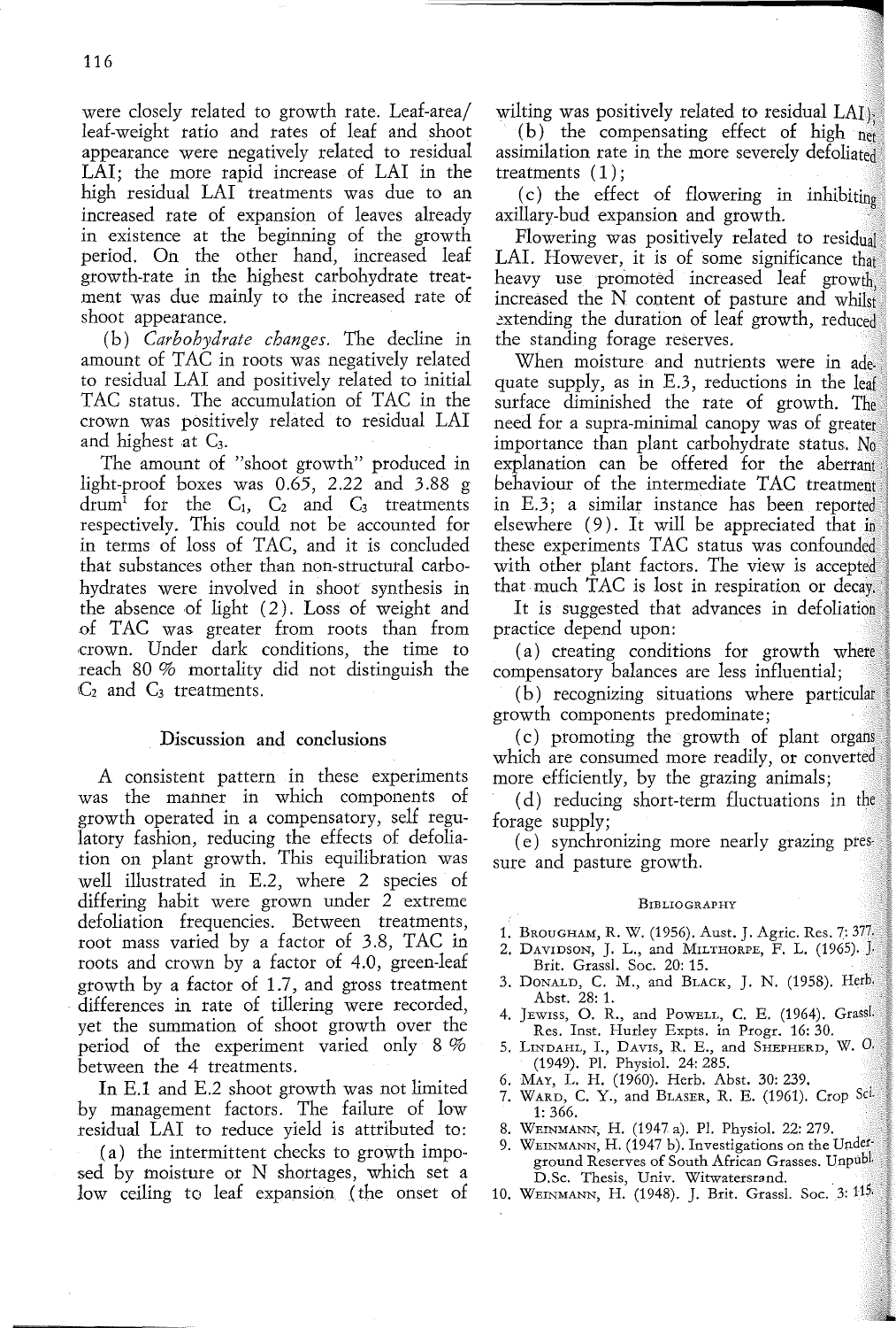were closely related to growth rate. Leaf-area/leaf-weight ratio and rates of leaf and shoot appearance were negatively related to residual LAI; the more rapid increase of LAI in the high residual LAI treatments was due to an increased rate of expansion of leaves already in existence at the beginning of the growth period. On the other hand, increased leaf growth-rate in the highest carbohydrate treatment was due mainly to the increased rate of shoot appearance.

(b) *Carbohydrate changes.* The decline in amount of TAC in roots was negatively related to residual LAI and positively related to initial TAC status. The accumulation of TAC in the crown was positively related to residual LAI and highest at $C_3$.

The amount of "shoot growth" produced in light-proof boxes was 0.65, 2.22 and 3.88 g drum[1] for the $C_1$, $C_2$ and $C_3$ treatments respectively. This could not be accounted for in terms of loss of TAC, and it is concluded that substances other than non-structural carbohydrates were involved in shoot synthesis in the absence of light (2). Loss of weight and of TAC was greater from roots than from crown. Under dark conditions, the time to reach 80 % mortality did not distinguish the $C_2$ and $C_3$ treatments.

## Discussion and conclusions

A consistent pattern in these experiments was the manner in which components of growth operated in a compensatory, self regulatory fashion, reducing the effects of defoliation on plant growth. This equilibration was well illustrated in E.2, where 2 species of differing habit were grown under 2 extreme defoliation frequencies. Between treatments, root mass varied by a factor of 3.8, TAC in roots and crown by a factor of 4.0, green-leaf growth by a factor of 1.7, and gross treatment differences in rate of tillering were recorded, yet the summation of shoot growth over the period of the experiment varied only 8 % between the 4 treatments.

In E.1 and E.2 shoot growth was not limited by management factors. The failure of low residual LAI to reduce yield is attributed to:

(a) the intermittent checks to growth imposed by moisture or N shortages, which set a low ceiling to leaf expansion (the onset of wilting was positively related to residual LAI);

(b) the compensating effect of high net assimilation rate in the more severely defoliated treatments (1);

(c) the effect of flowering in inhibiting axillary-bud expansion and growth.

Flowering was positively related to residual LAI. However, it is of some significance that heavy use promoted increased leaf growth, increased the N content of pasture and whilst extending the duration of leaf growth, reduced the standing forage reserves.

When moisture and nutrients were in adequate supply, as in E.3, reductions in the leaf surface diminished the rate of growth. The need for a supra-minimal canopy was of greater importance than plant carbohydrate status. No explanation can be offered for the aberrant behaviour of the intermediate TAC treatment in E.3; a similar instance has been reported elsewhere (9). It will be appreciated that in these experiments TAC status was confounded with other plant factors. The view is accepted that much TAC is lost in respiration or decay.

It is suggested that advances in defoliation practice depend upon:

(a) creating conditions for growth where compensatory balances are less influential;

(b) recognizing situations where particular growth components predominate;

(c) promoting the growth of plant organs which are consumed more readily, or converted more efficiently, by the grazing animals;

(d) reducing short-term fluctuations in the forage supply;

(e) synchronizing more nearly grazing pressure and pasture growth.

### Bibliography

1. Brougham, R. W. (1956). Aust. J. Agric. Res. 7: 377.
2. Davidson, J. L., and Milthorpe, F. L. (1965). J. Brit. Grassl. Soc. 20: 15.
3. Donald, C. M., and Black, J. N. (1958). Herb. Abst. 28: 1.
4. Jewiss, O. R., and Powell, C. E. (1964). Grassl. Res. Inst. Hurley Expts. in Progr. 16: 30.
5. Lindahl, I., Davis, R. E., and Shepherd, W. O. (1949). Pl. Physiol. 24: 285.
6. May, L. H. (1960). Herb. Abst. 30: 239.
7. Ward, C. Y., and Blaser, R. E. (1961). Crop Sci. 1: 366.
8. Weinmann, H. (1947 a). Pl. Physiol. 22: 279.
9. Weinmann, H. (1947 b). Investigations on the Underground Reserves of South African Grasses. Unpubl. D.Sc. Thesis, Univ. Witwatersrand.
10. Weinmann, H. (1948). J. Brit. Grassl. Soc. 3: 115.